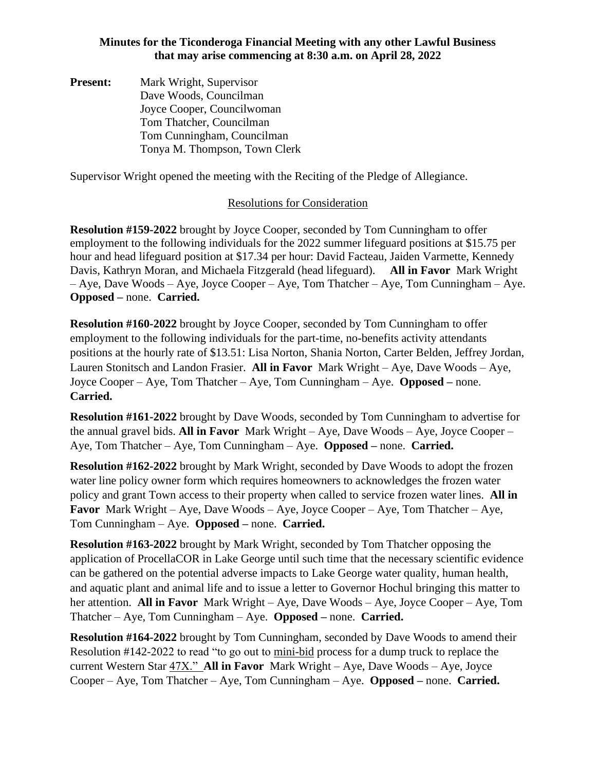**Minutes for the Ticonderoga Financial Meeting with any other Lawful Business that may arise commencing at 8:30 a.m. on April 28, 2022**

**Present:** Mark Wright, Supervisor
Dave Woods, Councilman
Joyce Cooper, Councilwoman
Tom Thatcher, Councilman
Tom Cunningham, Councilman
Tonya M. Thompson, Town Clerk

Supervisor Wright opened the meeting with the Reciting of the Pledge of Allegiance.

Resolutions for Consideration

**Resolution #159-2022** brought by Joyce Cooper, seconded by Tom Cunningham to offer employment to the following individuals for the 2022 summer lifeguard positions at $15.75 per hour and head lifeguard position at $17.34 per hour: David Facteau, Jaiden Varmette, Kennedy Davis, Kathryn Moran, and Michaela Fitzgerald (head lifeguard). **All in Favor** Mark Wright – Aye, Dave Woods – Aye, Joyce Cooper – Aye, Tom Thatcher – Aye, Tom Cunningham – Aye. **Opposed –** none. **Carried.**

**Resolution #160-2022** brought by Joyce Cooper, seconded by Tom Cunningham to offer employment to the following individuals for the part-time, no-benefits activity attendants positions at the hourly rate of $13.51: Lisa Norton, Shania Norton, Carter Belden, Jeffrey Jordan, Lauren Stonitsch and Landon Frasier. **All in Favor** Mark Wright – Aye, Dave Woods – Aye, Joyce Cooper – Aye, Tom Thatcher – Aye, Tom Cunningham – Aye. **Opposed –** none. **Carried.**

**Resolution #161-2022** brought by Dave Woods, seconded by Tom Cunningham to advertise for the annual gravel bids. **All in Favor** Mark Wright – Aye, Dave Woods – Aye, Joyce Cooper – Aye, Tom Thatcher – Aye, Tom Cunningham – Aye. **Opposed –** none. **Carried.**

**Resolution #162-2022** brought by Mark Wright, seconded by Dave Woods to adopt the frozen water line policy owner form which requires homeowners to acknowledges the frozen water policy and grant Town access to their property when called to service frozen water lines. **All in Favor** Mark Wright – Aye, Dave Woods – Aye, Joyce Cooper – Aye, Tom Thatcher – Aye, Tom Cunningham – Aye. **Opposed –** none. **Carried.**

**Resolution #163-2022** brought by Mark Wright, seconded by Tom Thatcher opposing the application of ProcellaCOR in Lake George until such time that the necessary scientific evidence can be gathered on the potential adverse impacts to Lake George water quality, human health, and aquatic plant and animal life and to issue a letter to Governor Hochul bringing this matter to her attention. **All in Favor** Mark Wright – Aye, Dave Woods – Aye, Joyce Cooper – Aye, Tom Thatcher – Aye, Tom Cunningham – Aye. **Opposed –** none. **Carried.**

**Resolution #164-2022** brought by Tom Cunningham, seconded by Dave Woods to amend their Resolution #142-2022 to read "to go out to mini-bid process for a dump truck to replace the current Western Star 47X." **All in Favor** Mark Wright – Aye, Dave Woods – Aye, Joyce Cooper – Aye, Tom Thatcher – Aye, Tom Cunningham – Aye. **Opposed –** none. **Carried.**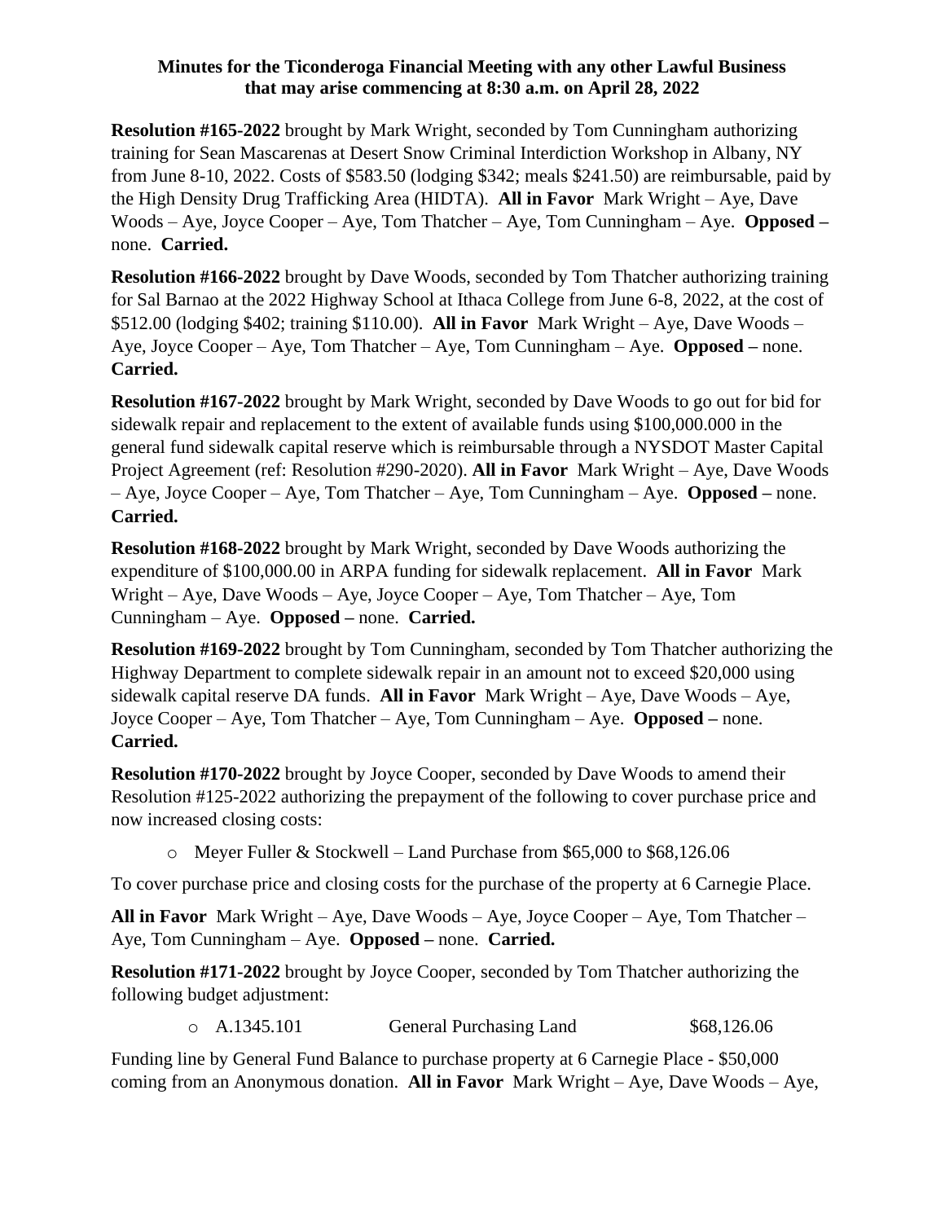**Minutes for the Ticonderoga Financial Meeting with any other Lawful Business that may arise commencing at 8:30 a.m. on April 28, 2022**

**Resolution #165-2022** brought by Mark Wright, seconded by Tom Cunningham authorizing training for Sean Mascarenas at Desert Snow Criminal Interdiction Workshop in Albany, NY from June 8-10, 2022. Costs of $583.50 (lodging $342; meals $241.50) are reimbursable, paid by the High Density Drug Trafficking Area (HIDTA). **All in Favor** Mark Wright – Aye, Dave Woods – Aye, Joyce Cooper – Aye, Tom Thatcher – Aye, Tom Cunningham – Aye. **Opposed –** none. **Carried.**

**Resolution #166-2022** brought by Dave Woods, seconded by Tom Thatcher authorizing training for Sal Barnao at the 2022 Highway School at Ithaca College from June 6-8, 2022, at the cost of $512.00 (lodging $402; training $110.00). **All in Favor** Mark Wright – Aye, Dave Woods – Aye, Joyce Cooper – Aye, Tom Thatcher – Aye, Tom Cunningham – Aye. **Opposed –** none. **Carried.**

**Resolution #167-2022** brought by Mark Wright, seconded by Dave Woods to go out for bid for sidewalk repair and replacement to the extent of available funds using $100,000.000 in the general fund sidewalk capital reserve which is reimbursable through a NYSDOT Master Capital Project Agreement (ref: Resolution #290-2020). **All in Favor** Mark Wright – Aye, Dave Woods – Aye, Joyce Cooper – Aye, Tom Thatcher – Aye, Tom Cunningham – Aye. **Opposed –** none. **Carried.**

**Resolution #168-2022** brought by Mark Wright, seconded by Dave Woods authorizing the expenditure of $100,000.00 in ARPA funding for sidewalk replacement. **All in Favor** Mark Wright – Aye, Dave Woods – Aye, Joyce Cooper – Aye, Tom Thatcher – Aye, Tom Cunningham – Aye. **Opposed –** none. **Carried.**

**Resolution #169-2022** brought by Tom Cunningham, seconded by Tom Thatcher authorizing the Highway Department to complete sidewalk repair in an amount not to exceed $20,000 using sidewalk capital reserve DA funds. **All in Favor** Mark Wright – Aye, Dave Woods – Aye, Joyce Cooper – Aye, Tom Thatcher – Aye, Tom Cunningham – Aye. **Opposed –** none. **Carried.**

**Resolution #170-2022** brought by Joyce Cooper, seconded by Dave Woods to amend their Resolution #125-2022 authorizing the prepayment of the following to cover purchase price and now increased closing costs:

- Meyer Fuller & Stockwell – Land Purchase from $65,000 to $68,126.06

To cover purchase price and closing costs for the purchase of the property at 6 Carnegie Place.

**All in Favor** Mark Wright – Aye, Dave Woods – Aye, Joyce Cooper – Aye, Tom Thatcher – Aye, Tom Cunningham – Aye. **Opposed –** none. **Carried.**

**Resolution #171-2022** brought by Joyce Cooper, seconded by Tom Thatcher authorizing the following budget adjustment:

- A.1345.101 General Purchasing Land $68,126.06

Funding line by General Fund Balance to purchase property at 6 Carnegie Place - $50,000 coming from an Anonymous donation. **All in Favor** Mark Wright – Aye, Dave Woods – Aye,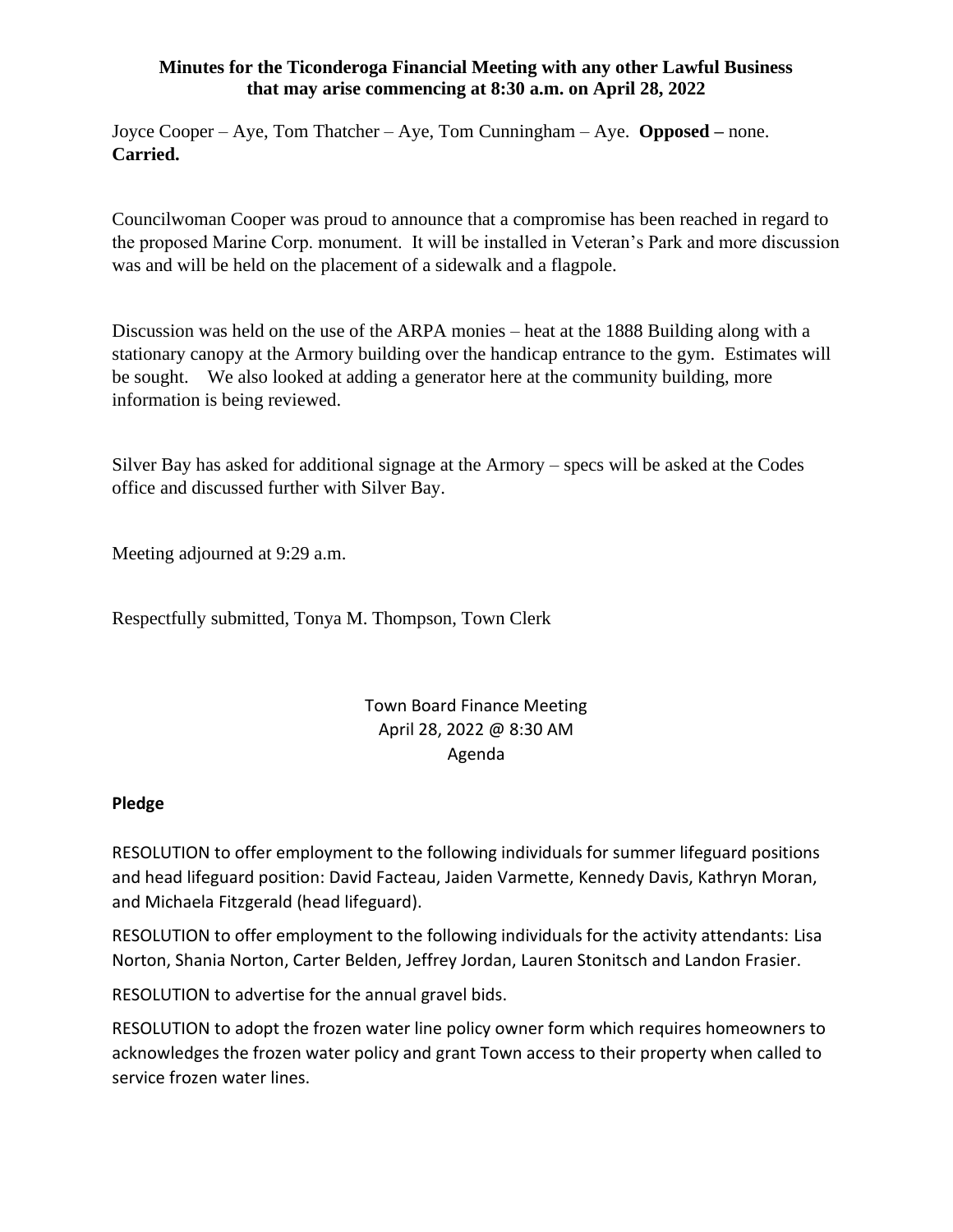**Minutes for the Ticonderoga Financial Meeting with any other Lawful Business that may arise commencing at 8:30 a.m. on April 28, 2022**

Joyce Cooper – Aye, Tom Thatcher – Aye, Tom Cunningham – Aye. **Opposed –** none. **Carried.**

Councilwoman Cooper was proud to announce that a compromise has been reached in regard to the proposed Marine Corp. monument. It will be installed in Veteran's Park and more discussion was and will be held on the placement of a sidewalk and a flagpole.

Discussion was held on the use of the ARPA monies – heat at the 1888 Building along with a stationary canopy at the Armory building over the handicap entrance to the gym. Estimates will be sought. We also looked at adding a generator here at the community building, more information is being reviewed.

Silver Bay has asked for additional signage at the Armory – specs will be asked at the Codes office and discussed further with Silver Bay.

Meeting adjourned at 9:29 a.m.

Respectfully submitted, Tonya M. Thompson, Town Clerk

Town Board Finance Meeting
April 28, 2022 @ 8:30 AM
Agenda

**Pledge**

RESOLUTION to offer employment to the following individuals for summer lifeguard positions and head lifeguard position: David Facteau, Jaiden Varmette, Kennedy Davis, Kathryn Moran, and Michaela Fitzgerald (head lifeguard).

RESOLUTION to offer employment to the following individuals for the activity attendants: Lisa Norton, Shania Norton, Carter Belden, Jeffrey Jordan, Lauren Stonitsch and Landon Frasier.

RESOLUTION to advertise for the annual gravel bids.

RESOLUTION to adopt the frozen water line policy owner form which requires homeowners to acknowledges the frozen water policy and grant Town access to their property when called to service frozen water lines.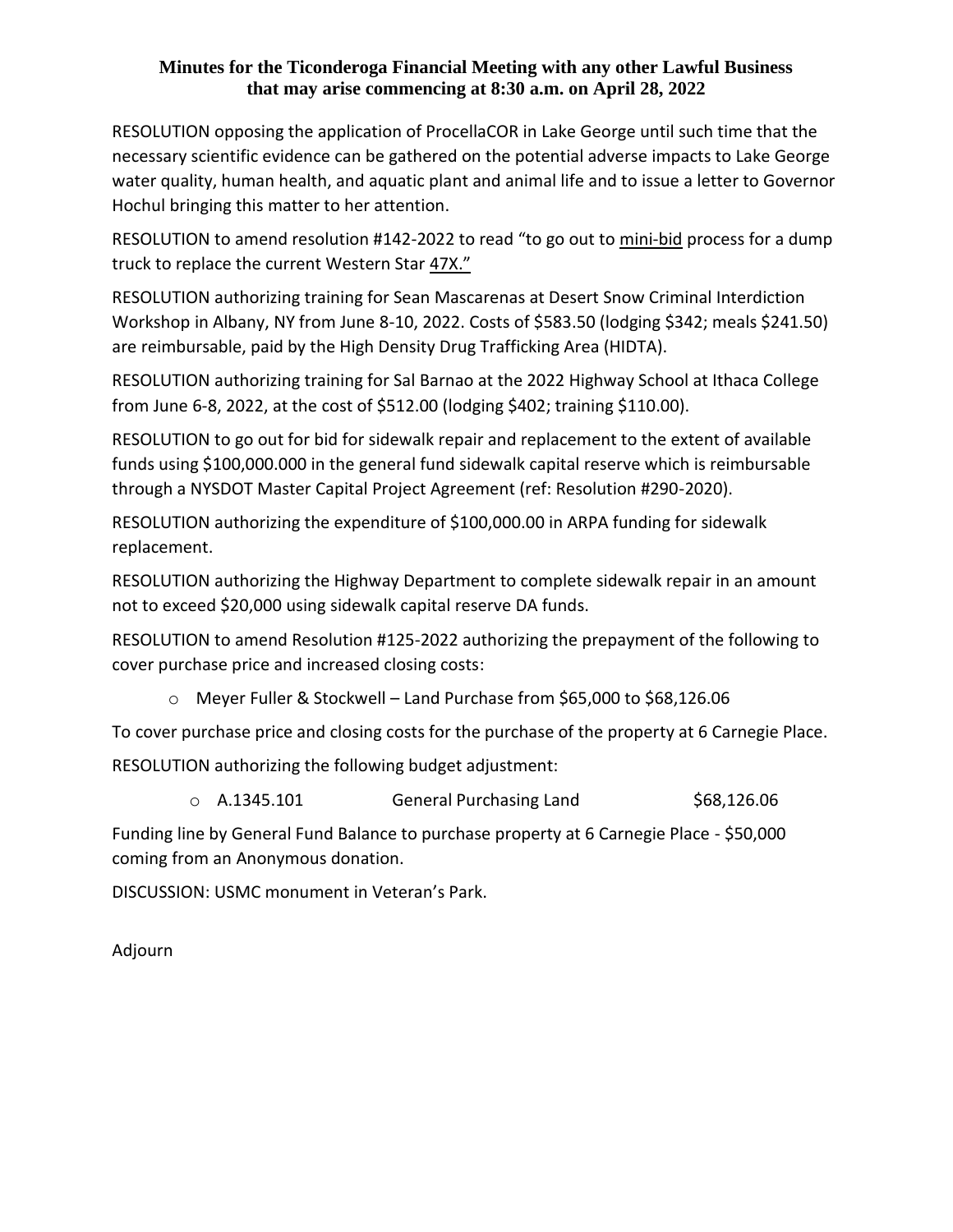**Minutes for the Ticonderoga Financial Meeting with any other Lawful Business that may arise commencing at 8:30 a.m. on April 28, 2022**

RESOLUTION opposing the application of ProcellaCOR in Lake George until such time that the necessary scientific evidence can be gathered on the potential adverse impacts to Lake George water quality, human health, and aquatic plant and animal life and to issue a letter to Governor Hochul bringing this matter to her attention.

RESOLUTION to amend resolution #142-2022 to read "to go out to mini-bid process for a dump truck to replace the current Western Star 47X."

RESOLUTION authorizing training for Sean Mascarenas at Desert Snow Criminal Interdiction Workshop in Albany, NY from June 8-10, 2022. Costs of $583.50 (lodging $342; meals $241.50) are reimbursable, paid by the High Density Drug Trafficking Area (HIDTA).

RESOLUTION authorizing training for Sal Barnao at the 2022 Highway School at Ithaca College from June 6-8, 2022, at the cost of $512.00 (lodging $402; training $110.00).

RESOLUTION to go out for bid for sidewalk repair and replacement to the extent of available funds using $100,000.000 in the general fund sidewalk capital reserve which is reimbursable through a NYSDOT Master Capital Project Agreement (ref: Resolution #290-2020).

RESOLUTION authorizing the expenditure of $100,000.00 in ARPA funding for sidewalk replacement.

RESOLUTION authorizing the Highway Department to complete sidewalk repair in an amount not to exceed $20,000 using sidewalk capital reserve DA funds.

RESOLUTION to amend Resolution #125-2022 authorizing the prepayment of the following to cover purchase price and increased closing costs:

- Meyer Fuller & Stockwell – Land Purchase from $65,000 to $68,126.06

To cover purchase price and closing costs for the purchase of the property at 6 Carnegie Place.

RESOLUTION authorizing the following budget adjustment:

- A.1345.101 General Purchasing Land $68,126.06

Funding line by General Fund Balance to purchase property at 6 Carnegie Place - $50,000 coming from an Anonymous donation.

DISCUSSION: USMC monument in Veteran's Park.

Adjourn